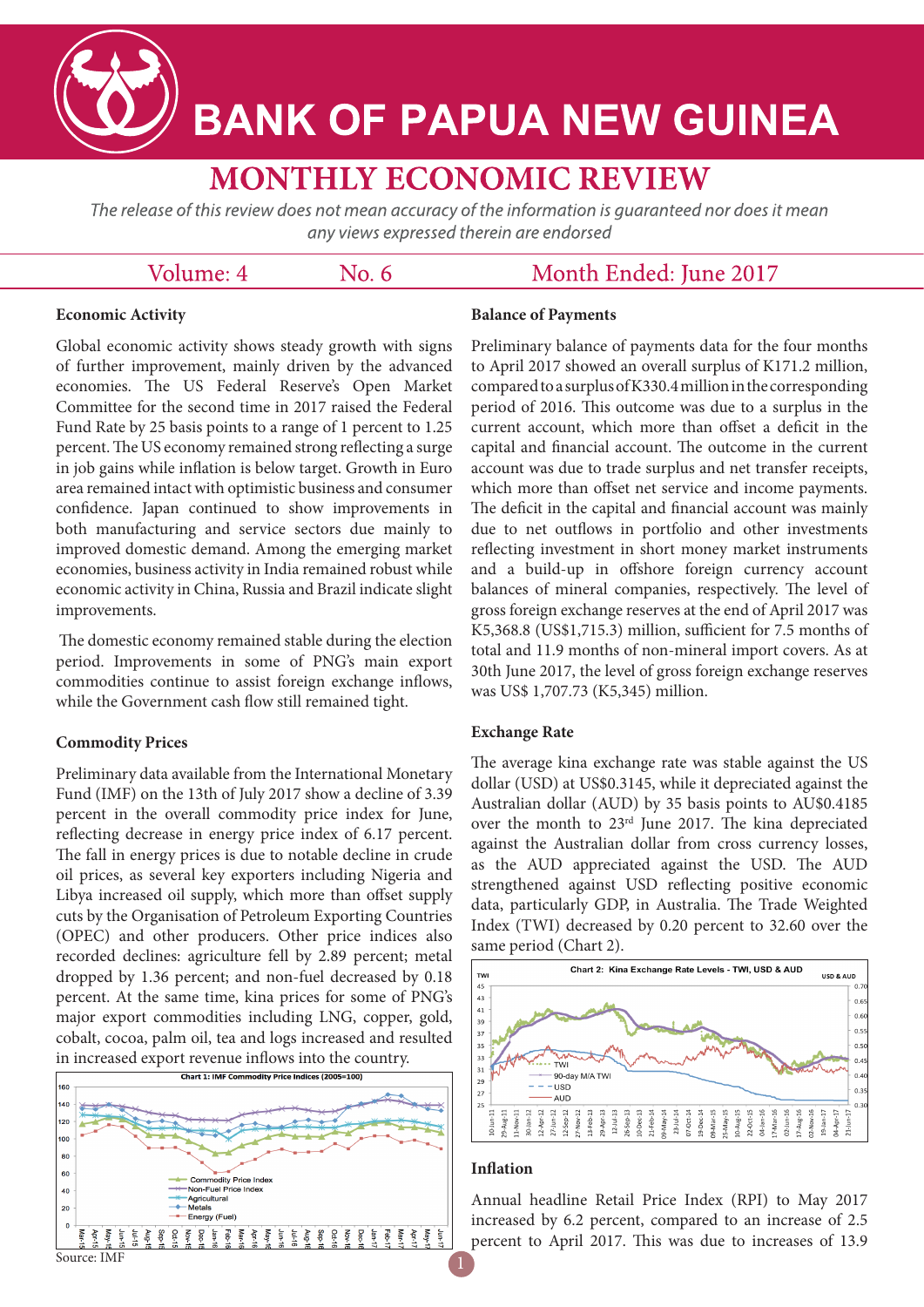# BANK OF PAPUA NEW GUINEA

## MONTHLY ECONOMIC REVIEW

*The release of this review does not mean accuracy of the information is guaranteed nor does it mean any views expressed therein are endorsed*

Volume: 4 No. 6 Month Ended: June 2017

### Economic Activity

Global economic activity shows steady growth with signs of further improvement, mainly driven by the advanced economies. The US Federal Reserve's Open Market Committee for the second time in 2017 raised the Federal Fund Rate by 25 basis points to a range of 1 percent to 1.25 percent. The US economy remained strong reflecting a surge in job gains while inflation is below target. Growth in Euro area remained intact with optimistic business and consumer confidence. Japan continued to show improvements in both manufacturing and service sectors due mainly to improved domestic demand. Among the emerging market economies, business activity in India remained robust while economic activity in China, Russia and Brazil indicate slight improvements.

The domestic economy remained stable during the election period. Improvements in some of PNG's main export commodities continue to assist foreign exchange inflows, while the Government cash flow still remained tight.

### Commodity Prices

Preliminary data available from the International Monetary Fund (IMF) on the 13th of July 2017 show a decline of 3.39 percent in the overall commodity price index for June, reflecting decrease in energy price index of 6.17 percent. The fall in energy prices is due to notable decline in crude oil prices, as several key exporters including Nigeria and Libya increased oil supply, which more than offset supply cuts by the Organisation of Petroleum Exporting Countries (OPEC) and other producers. Other price indices also recorded declines: agriculture fell by 2.89 percent; metal dropped by 1.36 percent; and non-fuel decreased by 0.18 percent. At the same time, kina prices for some of PNG's major export commodities including LNG, copper, gold, cobalt, cocoa, palm oil, tea and logs increased and resulted in increased export revenue inflows into the country.

Chart 1: IMF Commodity Price Indices (2005=100)

Source: IMF

### Balance of Payments

Preliminary balance of payments data for the four months to April 2017 showed an overall surplus of K171.2 million, compared to a surplus of K330.4 million in the corresponding period of 2016. This outcome was due to a surplus in the current account, which more than offset a deficit in the capital and financial account. The outcome in the current account was due to trade surplus and net transfer receipts, which more than offset net service and income payments. The deficit in the capital and financial account was mainly due to net outflows in portfolio and other investments reflecting investment in short money market instruments and a build-up in offshore foreign currency account balances of mineral companies, respectively. The level of gross foreign exchange reserves at the end of April 2017 was K5,368.8 (US$1,715.3) million, sufficient for 7.5 months of total and 11.9 months of non-mineral import covers. As at 30th June 2017, the level of gross foreign exchange reserves was US$ 1,707.73 (K5,345) million.

### Exchange Rate

The average kina exchange rate was stable against the US dollar (USD) at US$0.3145, while it depreciated against the Australian dollar (AUD) by 35 basis points to AU$0.4185 over the month to 23rd June 2017. The kina depreciated against the Australian dollar from cross currency losses, as the AUD appreciated against the USD. The AUD strengthened against USD reflecting positive economic data, particularly GDP, in Australia. The Trade Weighted Index (TWI) decreased by 0.20 percent to 32.60 over the same period (Chart 2).

Chart 2: Kina Exchange Rate Levels - TWI, USD & AUD

### Inflation

Annual headline Retail Price Index (RPI) to May 2017 increased by 6.2 percent, compared to an increase of 2.5 percent to April 2017. This was due to increases of 13.9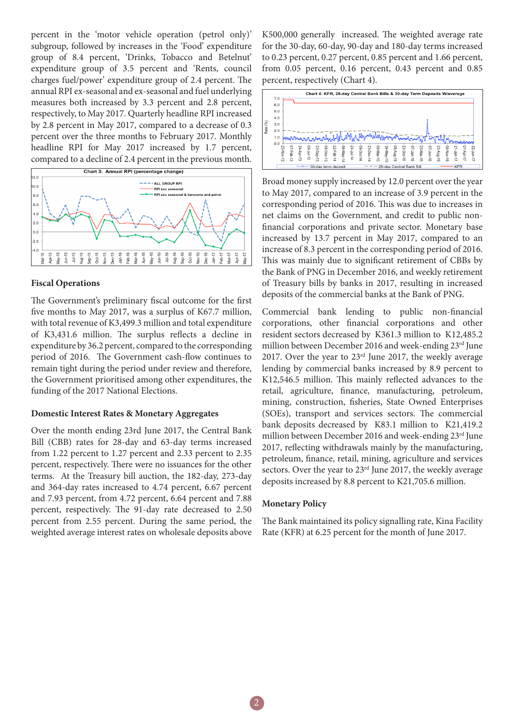percent in the 'motor vehicle operation (petrol only)' subgroup, followed by increases in the 'Food' expenditure group of 8.4 percent, 'Drinks, Tobacco and Betelnut' expenditure group of 3.5 percent and 'Rents, council charges fuel/power' expenditure group of 2.4 percent. The annual RPI ex-seasonal and ex-seasonal and fuel underlying measures both increased by 3.3 percent and 2.8 percent, respectively, to May 2017. Quarterly headline RPI increased by 2.8 percent in May 2017, compared to a decrease of 0.3 percent over the three months to February 2017. Monthly headline RPI for May 2017 increased by 1.7 percent, compared to a decline of 2.4 percent in the previous month.

Chart 3: Annual RPI (percentage change)

### Fiscal Operations

The Government's preliminary fiscal outcome for the first five months to May 2017, was a surplus of K67.7 million, with total revenue of K3,499.3 million and total expenditure of K3,431.6 million. The surplus reflects a decline in expenditure by 36.2 percent, compared to the corresponding period of 2016. The Government cash-flow continues to remain tight during the period under review and therefore, the Government prioritised among other expenditures, the funding of the 2017 National Elections.

### Domestic Interest Rates & Monetary Aggregates

Over the month ending 23rd June 2017, the Central Bank Bill (CBB) rates for 28-day and 63-day terms increased from 1.22 percent to 1.27 percent and 2.33 percent to 2.35 percent, respectively. There were no issuances for the other terms. At the Treasury bill auction, the 182-day, 273-day and 364-day rates increased to 4.74 percent, 6.67 percent and 7.93 percent, from 4.72 percent, 6.64 percent and 7.88 percent, respectively. The 91-day rate decreased to 2.50 percent from 2.55 percent. During the same period, the weighted average interest rates on wholesale deposits above K500,000 generally increased. The weighted average rate for the 30-day, 60-day, 90-day and 180-day terms increased to 0.23 percent, 0.27 percent, 0.85 percent and 1.66 percent, from 0.05 percent, 0.16 percent, 0.43 percent and 0.85 percent, respectively (Chart 4).

Chart 4: KFR, 28-day Central Bank Bills & 30-day Term Deposits W/average

Broad money supply increased by 12.0 percent over the year to May 2017, compared to an increase of 3.9 percent in the corresponding period of 2016. This was due to increases in net claims on the Government, and credit to public non-financial corporations and private sector. Monetary base increased by 13.7 percent in May 2017, compared to an increase of 8.3 percent in the corresponding period of 2016. This was mainly due to significant retirement of CBBs by the Bank of PNG in December 2016, and weekly retirement of Treasury bills by banks in 2017, resulting in increased deposits of the commercial banks at the Bank of PNG.

Commercial bank lending to public non-financial corporations, other financial corporations and other resident sectors decreased by K361.3 million to K12,485.2 million between December 2016 and week-ending 23rd June 2017. Over the year to 23rd June 2017, the weekly average lending by commercial banks increased by 8.9 percent to K12,546.5 million. This mainly reflected advances to the retail, agriculture, finance, manufacturing, petroleum, mining, construction, fisheries, State Owned Enterprises (SOEs), transport and services sectors. The commercial bank deposits decreased by K83.1 million to K21,419.2 million between December 2016 and week-ending 23rd June 2017, reflecting withdrawals mainly by the manufacturing, petroleum, finance, retail, mining, agriculture and services sectors. Over the year to 23rd June 2017, the weekly average deposits increased by 8.8 percent to K21,705.6 million.

### Monetary Policy

The Bank maintained its policy signalling rate, Kina Facility Rate (KFR) at 6.25 percent for the month of June 2017.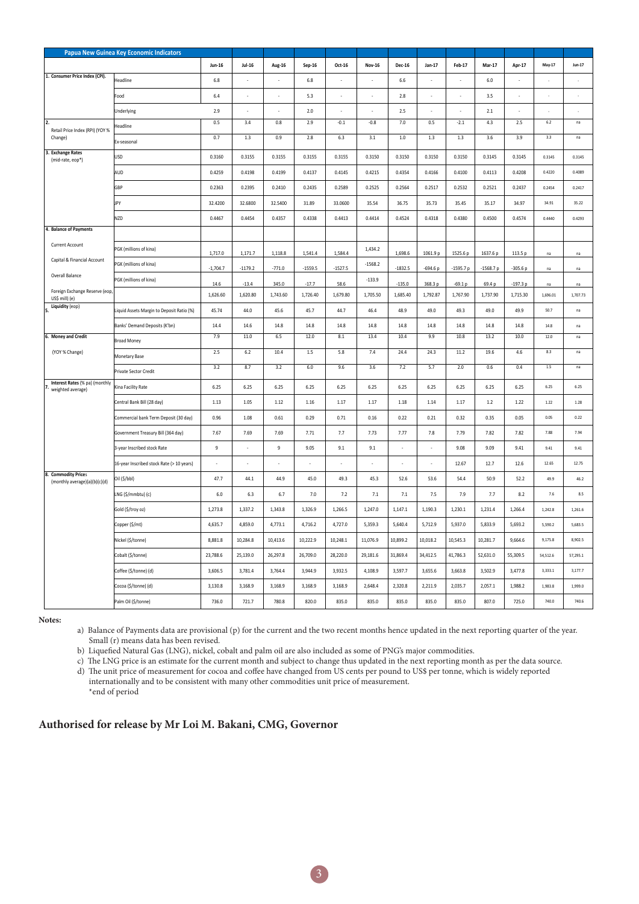| Papua New Guinea Key Economic Indicators | | Jun-16 | Jul-16 | Aug-16 | Sep-16 | Oct-16 | Nov-16 | Dec-16 | Jan-17 | Feb-17 | Mar-17 | Apr-17 | May-17 | Jun-17 |
|---|---|---|---|---|---|---|---|---|---|---|---|---|---|---|
| 1. Consumer Price Index (CPI). | Headline | 6.8 | - | - | 6.8 | - | - | 6.6 | - | - | 6.0 | - | - | - |
| | Food | 6.4 | - | - | 5.3 | - | - | 2.8 | - | - | 3.5 | - | - | - |
| | Underlying | 2.9 | - | - | 2.0 | - | - | 2.5 | - | - | 2.1 | - | - | - |
| 2. Retail Price Index (RPI) (YOY % Change) | Headline | 0.5 | 3.4 | 0.8 | 2.9 | -0.1 | -0.8 | 7.0 | 0.5 | -2.1 | 4.3 | 2.5 | 6.2 | na |
| | Ex-seasonal | 0.7 | 1.3 | 0.9 | 2.8 | 6.3 | 3.1 | 1.0 | 1.3 | 1.3 | 3.6 | 3.9 | 3.3 | na |
| 3. Exchange Rates (mid-rate, eop*) | USD | 0.3160 | 0.3155 | 0.3155 | 0.3155 | 0.3155 | 0.3150 | 0.3150 | 0.3150 | 0.3150 | 0.3145 | 0.3145 | 0.3145 | 0.3145 |
| | AUD | 0.4259 | 0.4198 | 0.4199 | 0.4137 | 0.4145 | 0.4215 | 0.4354 | 0.4166 | 0.4100 | 0.4113 | 0.4208 | 0.4220 | 0.4089 |
| | GBP | 0.2363 | 0.2395 | 0.2410 | 0.2435 | 0.2589 | 0.2525 | 0.2564 | 0.2517 | 0.2532 | 0.2521 | 0.2437 | 0.2454 | 0.2417 |
| | JPY | 32.4200 | 32.6800 | 32.5400 | 31.89 | 33.0600 | 35.54 | 36.75 | 35.73 | 35.45 | 35.17 | 34.97 | 34.91 | 35.22 |
| | NZD | 0.4467 | 0.4454 | 0.4357 | 0.4338 | 0.4413 | 0.4414 | 0.4524 | 0.4318 | 0.4380 | 0.4500 | 0.4574 | 0.4440 | 0.4293 |
| 4. Balance of Payments | | | | | | | | | | | | | | |
| Current Account | PGK (millions of kina) | 1,717.0 | 1,171.7 | 1,118.8 | 1,541.4 | 1,584.4 | 1,434.2 | 1,698.6 | 1061.9 p | 1525.6 p | 1637.6 p | 113.5 p | na | na |
| Capital & Financial Account | PGK (millions of kina) | -1,704.7 | -1179.2 | -771.0 | -1559.5 | -1527.5 | -1568.2 | -1832.5 | -694.6 p | -1595.7 p | -1568.7 p | -305.6 p | na | na |
| Overall Balance | PGK (millions of kina) | 14.6 | -13.4 | 345.0 | -17.7 | 58.6 | -133.9 | -135.0 | 368.3 p | -69.1 p | 69.4 p | -197.3 p | na | na |
| Foreign Exchange Reserve (eop, US$ mill) (e) | | 1,626.60 | 1,620.80 | 1,743.60 | 1,726.40 | 1,679.80 | 1,705.50 | 1,685.40 | 1,792.87 | 1,767.90 | 1,737.90 | 1,715.30 | 1,696.01 | 1,707.73 |
| 5. Liquidity (eop) | Liquid Assets Margin to Deposit Ratio (%) | 45.74 | 44.0 | 45.6 | 45.7 | 44.7 | 46.4 | 48.9 | 49.0 | 49.3 | 49.0 | 49.9 | 50.7 | na |
| | Banks' Demand Deposits (K'bn) | 14.4 | 14.6 | 14.8 | 14.8 | 14.8 | 14.8 | 14.8 | 14.8 | 14.8 | 14.8 | 14.8 | 14.8 | na |
| 6. Money and Credit (YOY % Change) | Broad Money | 7.9 | 11.0 | 6.5 | 12.0 | 8.1 | 13.4 | 10.4 | 9.9 | 10.8 | 13.2 | 10.0 | 12.0 | na |
| | Monetary Base | 2.5 | 6.2 | 10.4 | 1.5 | 5.8 | 7.4 | 24.4 | 24.3 | 11.2 | 19.6 | 4.6 | 8.3 | na |
| | Private Sector Credit | 3.2 | 8.7 | 3.2 | 6.0 | 9.6 | 3.6 | 7.2 | 5.7 | 2.0 | 0.6 | 0.4 | 1.5 | na |
| 7. Interest Rates (% pa) (monthly weighted average) | Kina Facility Rate | 6.25 | 6.25 | 6.25 | 6.25 | 6.25 | 6.25 | 6.25 | 6.25 | 6.25 | 6.25 | 6.25 | 6.25 | 6.25 |
| | Central Bank Bill (28 day) | 1.13 | 1.05 | 1.12 | 1.16 | 1.17 | 1.17 | 1.18 | 1.14 | 1.17 | 1.2 | 1.22 | 1.22 | 1.28 |
| | Commercial bank Term Deposit (30 day) | 0.96 | 1.08 | 0.61 | 0.29 | 0.71 | 0.16 | 0.22 | 0.21 | 0.32 | 0.35 | 0.05 | 0.05 | 0.22 |
| | Government Treasury Bill (364 day) | 7.67 | 7.69 | 7.69 | 7.71 | 7.7 | 7.73 | 7.77 | 7.8 | 7.79 | 7.82 | 7.82 | 7.88 | 7.94 |
| | 3-year Inscribed stock Rate | 9 | - | 9 | 9.05 | 9.1 | 9.1 | - | - | 9.08 | 9.09 | 9.41 | 9.41 | 9.41 |
| | 16-year Inscribed stock Rate (> 10 years) | - | - | - | - | - | - | - | - | 12.67 | 12.7 | 12.6 | 12.65 | 12.75 |
| 8. Commodity Prices (monthly average)(a)(b)(c)(d) | Oil ($/bbl) | 47.7 | 44.1 | 44.9 | 45.0 | 49.3 | 45.3 | 52.6 | 53.6 | 54.4 | 50.9 | 52.2 | 49.9 | 46.2 |
| | LNG ($/mmbtu) (c) | 6.0 | 6.3 | 6.7 | 7.0 | 7.2 | 7.1 | 7.1 | 7.5 | 7.9 | 7.7 | 8.2 | 7.6 | 8.5 |
| | Gold ($/troy oz) | 1,273.8 | 1,337.2 | 1,343.8 | 1,326.9 | 1,266.5 | 1,247.0 | 1,147.1 | 1,190.3 | 1,230.1 | 1,231.4 | 1,266.4 | 1,242.8 | 1,261.6 |
| | Copper ($/mt) | 4,635.7 | 4,859.0 | 4,773.1 | 4,716.2 | 4,727.0 | 5,359.3 | 5,640.4 | 5,712.9 | 5,937.0 | 5,833.9 | 5,693.2 | 5,590.2 | 5,683.5 |
| | Nickel ($/tonne) | 8,881.8 | 10,284.8 | 10,413.6 | 10,222.9 | 10,248.1 | 11,076.9 | 10,899.2 | 10,018.2 | 10,545.3 | 10,281.7 | 9,664.6 | 9,175.8 | 8,902.5 |
| | Cobalt ($/tonne) | 23,788.6 | 25,139.0 | 26,297.8 | 26,709.0 | 28,220.0 | 29,181.6 | 31,869.4 | 34,412.5 | 41,786.3 | 52,631.0 | 55,309.5 | 54,512.6 | 57,295.1 |
| | Coffee ($/tonne) (d) | 3,606.5 | 3,781.4 | 3,764.4 | 3,944.9 | 3,932.5 | 4,108.9 | 3,597.7 | 3,655.6 | 3,663.8 | 3,502.9 | 3,477.8 | 3,333.1 | 3,177.7 |
| | Cocoa ($/tonne) (d) | 3,130.8 | 3,168.9 | 3,168.9 | 3,168.9 | 3,168.9 | 2,648.4 | 2,320.8 | 2,211.9 | 2,035.7 | 2,057.1 | 1,988.2 | 1,983.8 | 1,999.0 |
| | Palm Oil ($/tonne) | 736.0 | 721.7 | 780.8 | 820.0 | 835.0 | 835.0 | 835.0 | 835.0 | 835.0 | 807.0 | 725.0 | 740.0 | 740.6 |

**Notes:**

a) Balance of Payments data are provisional (p) for the current and the two recent months hence updated in the next reporting quarter of the year. Small (r) means data has been revised.

b) Liquefied Natural Gas (LNG), nickel, cobalt and palm oil are also included as some of PNG's major commodities.

c) The LNG price is an estimate for the current month and subject to change thus updated in the next reporting month as per the data source.

d) The unit price of measurement for cocoa and coffee have changed from US cents per pound to US$ per tonne, which is widely reported internationally and to be consistent with many other commodities unit price of measurement.

*end of period

## Authorised for release by Mr Loi M. Bakani, CMG, Governor